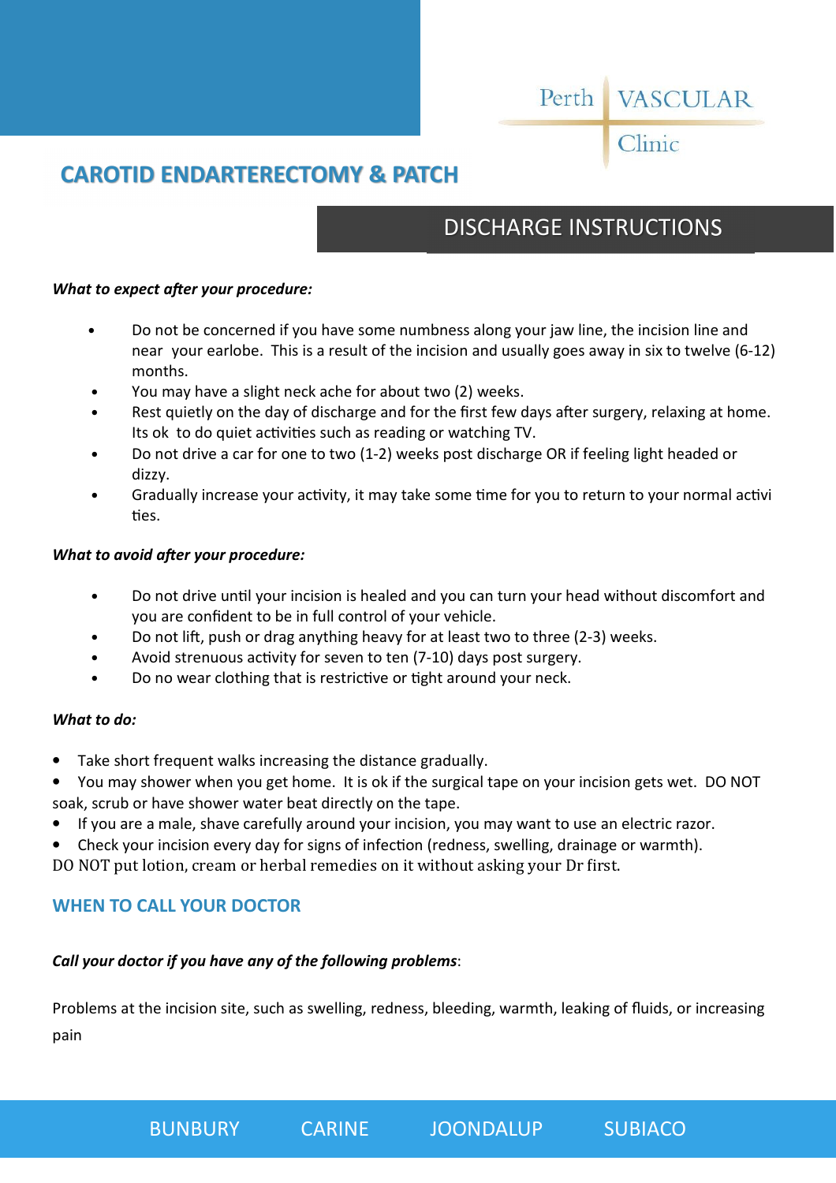Perth VASCULAR Clinic

# CAROTID ENDARTERECTOMY & PATCH

## DISCHARGE INSTRUCTIONS

***What to expect after your procedure:***

- Do not be concerned if you have some numbness along your jaw line, the incision line and near your earlobe. This is a result of the incision and usually goes away in six to twelve (6-12) months.
- You may have a slight neck ache for about two (2) weeks.
- Rest quietly on the day of discharge and for the first few days after surgery, relaxing at home. Its ok to do quiet activities such as reading or watching TV.
- Do not drive a car for one to two (1-2) weeks post discharge OR if feeling light headed or dizzy.
- Gradually increase your activity, it may take some time for you to return to your normal activi ties.

***What to avoid after your procedure:***

- Do not drive until your incision is healed and you can turn your head without discomfort and you are confident to be in full control of your vehicle.
- Do not lift, push or drag anything heavy for at least two to three (2-3) weeks.
- Avoid strenuous activity for seven to ten (7-10) days post surgery.
- Do no wear clothing that is restrictive or tight around your neck.

***What to do:***

- Take short frequent walks increasing the distance gradually.
- You may shower when you get home. It is ok if the surgical tape on your incision gets wet. DO NOT soak, scrub or have shower water beat directly on the tape.
- If you are a male, shave carefully around your incision, you may want to use an electric razor.
- Check your incision every day for signs of infection (redness, swelling, drainage or warmth).

DO NOT put lotion, cream or herbal remedies on it without asking your Dr first.

## WHEN TO CALL YOUR DOCTOR

***Call your doctor if you have any of the following problems***:

Problems at the incision site, such as swelling, redness, bleeding, warmth, leaking of fluids, or increasing pain

BUNBURY CARINE JOONDALUP SUBIACO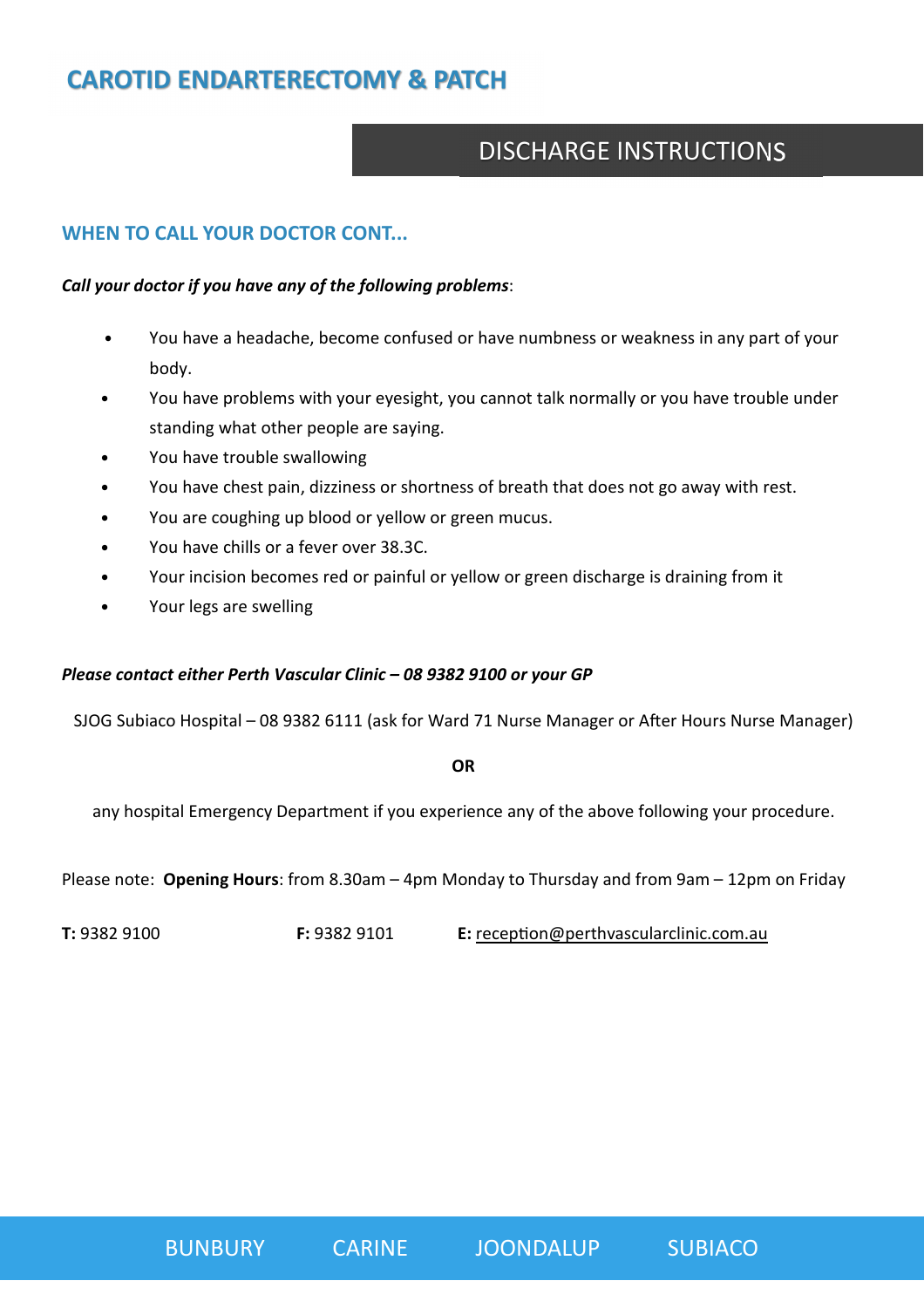# CAROTID ENDARTERECTOMY & PATCH

## DISCHARGE INSTRUCTIONS

### WHEN TO CALL YOUR DOCTOR CONT...

***Call your doctor if you have any of the following problems***:

- You have a headache, become confused or have numbness or weakness in any part of your body.
- You have problems with your eyesight, you cannot talk normally or you have trouble under standing what other people are saying.
- You have trouble swallowing
- You have chest pain, dizziness or shortness of breath that does not go away with rest.
- You are coughing up blood or yellow or green mucus.
- You have chills or a fever over 38.3C.
- Your incision becomes red or painful or yellow or green discharge is draining from it
- Your legs are swelling

***Please contact either Perth Vascular Clinic – 08 9382 9100 or your GP***

SJOG Subiaco Hospital – 08 9382 6111 (ask for Ward 71 Nurse Manager or After Hours Nurse Manager)

**OR**

any hospital Emergency Department if you experience any of the above following your procedure.

Please note: **Opening Hours**: from 8.30am – 4pm Monday to Thursday and from 9am – 12pm on Friday

**T:** 9382 9100 **F:** 9382 9101 **E:** reception@perthvascularclinic.com.au

BUNBURY CARINE JOONDALUP SUBIACO